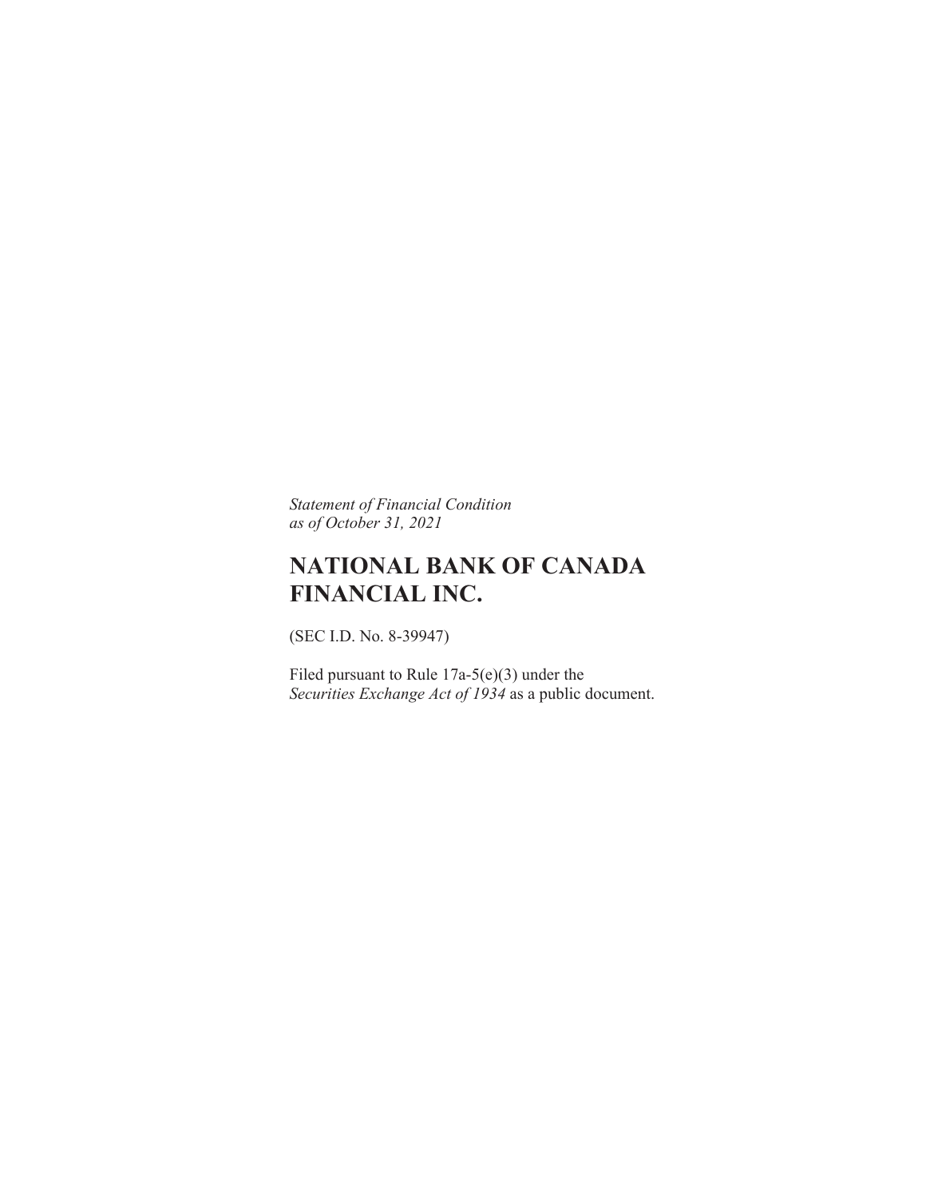*Statement of Financial Condition*
*as of October 31, 2021*

# NATIONAL BANK OF CANADA FINANCIAL INC.

(SEC I.D. No. 8-39947)

Filed pursuant to Rule 17a-5(e)(3) under the *Securities Exchange Act of 1934* as a public document.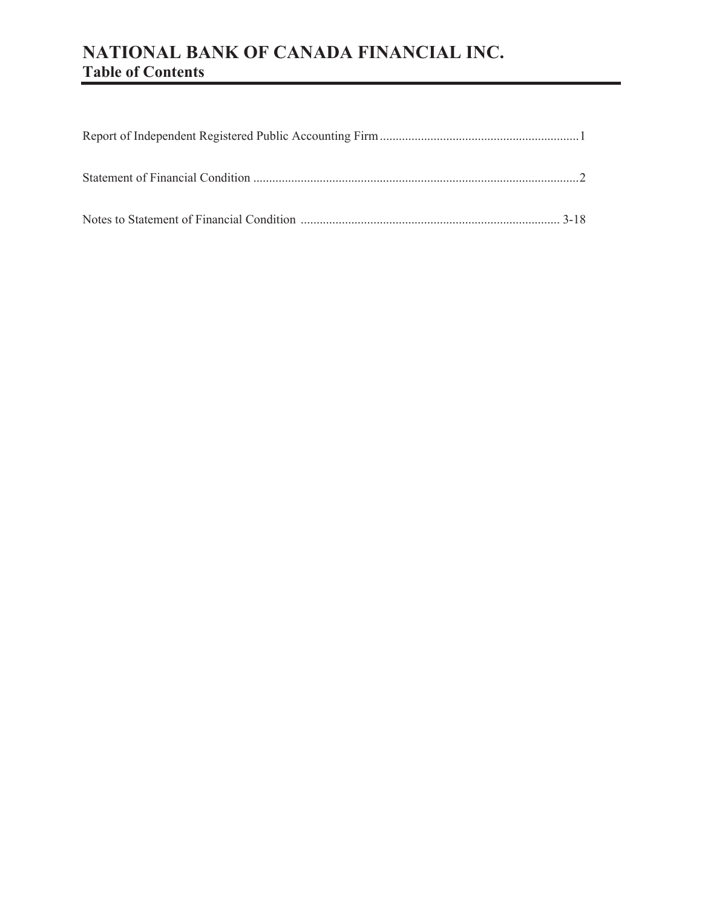# NATIONAL BANK OF CANADA FINANCIAL INC.
## Table of Contents

| | |
|---|---|
| Report of Independent Registered Public Accounting Firm | 1 |
| Statement of Financial Condition | 2 |
| Notes to Statement of Financial Condition | 3-18 |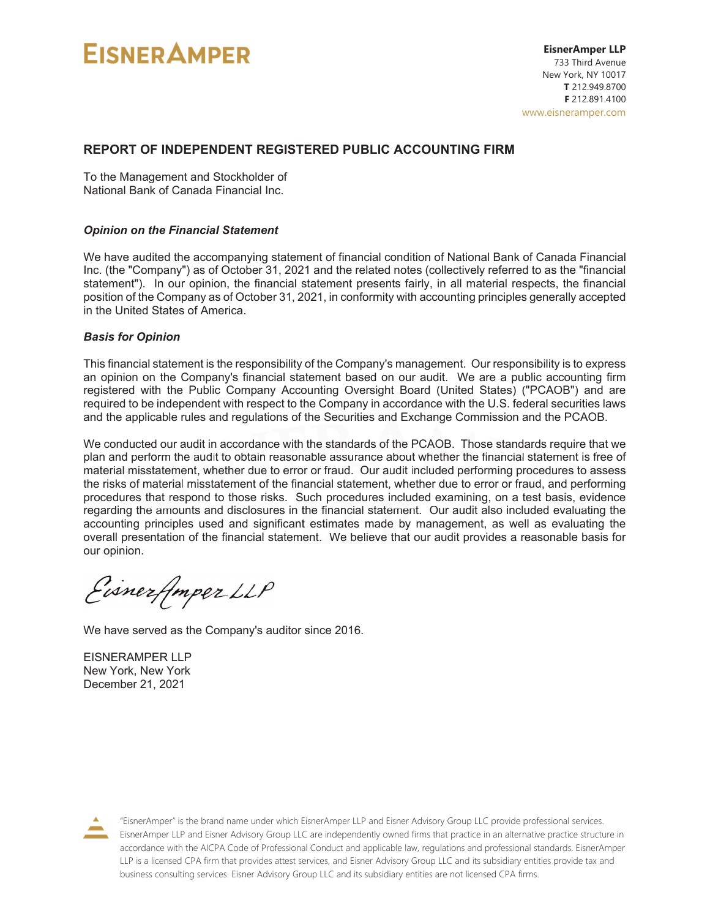**EISNERAMPER**

**EisnerAmper LLP**
733 Third Avenue
New York, NY 10017
**T** 212.949.8700
**F** 212.891.4100
www.eisneramper.com

## REPORT OF INDEPENDENT REGISTERED PUBLIC ACCOUNTING FIRM

To the Management and Stockholder of
National Bank of Canada Financial Inc.

### *Opinion on the Financial Statement*

We have audited the accompanying statement of financial condition of National Bank of Canada Financial Inc. (the "Company") as of October 31, 2021 and the related notes (collectively referred to as the "financial statement"). In our opinion, the financial statement presents fairly, in all material respects, the financial position of the Company as of October 31, 2021, in conformity with accounting principles generally accepted in the United States of America.

### *Basis for Opinion*

This financial statement is the responsibility of the Company's management. Our responsibility is to express an opinion on the Company's financial statement based on our audit. We are a public accounting firm registered with the Public Company Accounting Oversight Board (United States) ("PCAOB") and are required to be independent with respect to the Company in accordance with the U.S. federal securities laws and the applicable rules and regulations of the Securities and Exchange Commission and the PCAOB.

We conducted our audit in accordance with the standards of the PCAOB. Those standards require that we plan and perform the audit to obtain reasonable assurance about whether the financial statement is free of material misstatement, whether due to error or fraud. Our audit included performing procedures to assess the risks of material misstatement of the financial statement, whether due to error or fraud, and performing procedures that respond to those risks. Such procedures included examining, on a test basis, evidence regarding the amounts and disclosures in the financial statement. Our audit also included evaluating the accounting principles used and significant estimates made by management, as well as evaluating the overall presentation of the financial statement. We believe that our audit provides a reasonable basis for our opinion.

*EisnerAmper LLP*

We have served as the Company's auditor since 2016.

EISNERAMPER LLP
New York, New York
December 21, 2021

"EisnerAmper" is the brand name under which EisnerAmper LLP and Eisner Advisory Group LLC provide professional services. EisnerAmper LLP and Eisner Advisory Group LLC are independently owned firms that practice in an alternative practice structure in accordance with the AICPA Code of Professional Conduct and applicable law, regulations and professional standards. EisnerAmper LLP is a licensed CPA firm that provides attest services, and Eisner Advisory Group LLC and its subsidiary entities provide tax and business consulting services. Eisner Advisory Group LLC and its subsidiary entities are not licensed CPA firms.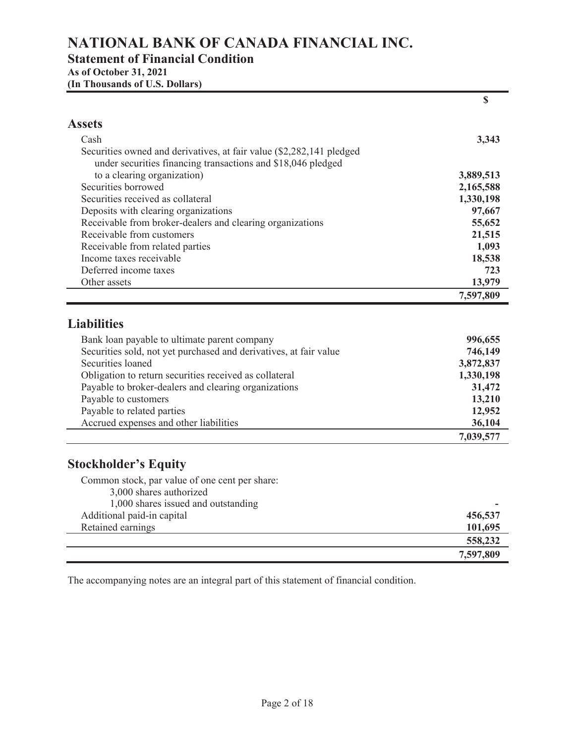# NATIONAL BANK OF CANADA FINANCIAL INC.

## Statement of Financial Condition

**As of October 31, 2021**
**(In Thousands of U.S. Dollars)**

| | $ |
|---|---|
| **Assets** | |
| Cash | **3,343** |
| Securities owned and derivatives, at fair value ($2,282,141 pledged under securities financing transactions and $18,046 pledged to a clearing organization) | **3,889,513** |
| Securities borrowed | **2,165,588** |
| Securities received as collateral | **1,330,198** |
| Deposits with clearing organizations | **97,667** |
| Receivable from broker-dealers and clearing organizations | **55,652** |
| Receivable from customers | **21,515** |
| Receivable from related parties | **1,093** |
| Income taxes receivable | **18,538** |
| Deferred income taxes | **723** |
| Other assets | **13,979** |
| | **7,597,809** |
| **Liabilities** | |
| Bank loan payable to ultimate parent company | **996,655** |
| Securities sold, not yet purchased and derivatives, at fair value | **746,149** |
| Securities loaned | **3,872,837** |
| Obligation to return securities received as collateral | **1,330,198** |
| Payable to broker-dealers and clearing organizations | **31,472** |
| Payable to customers | **13,210** |
| Payable to related parties | **12,952** |
| Accrued expenses and other liabilities | **36,104** |
| | **7,039,577** |
| **Stockholder's Equity** | |
| Common stock, par value of one cent per share: 3,000 shares authorized 1,000 shares issued and outstanding | **-** |
| Additional paid-in capital | **456,537** |
| Retained earnings | **101,695** |
| | **558,232** |
| | **7,597,809** |

The accompanying notes are an integral part of this statement of financial condition.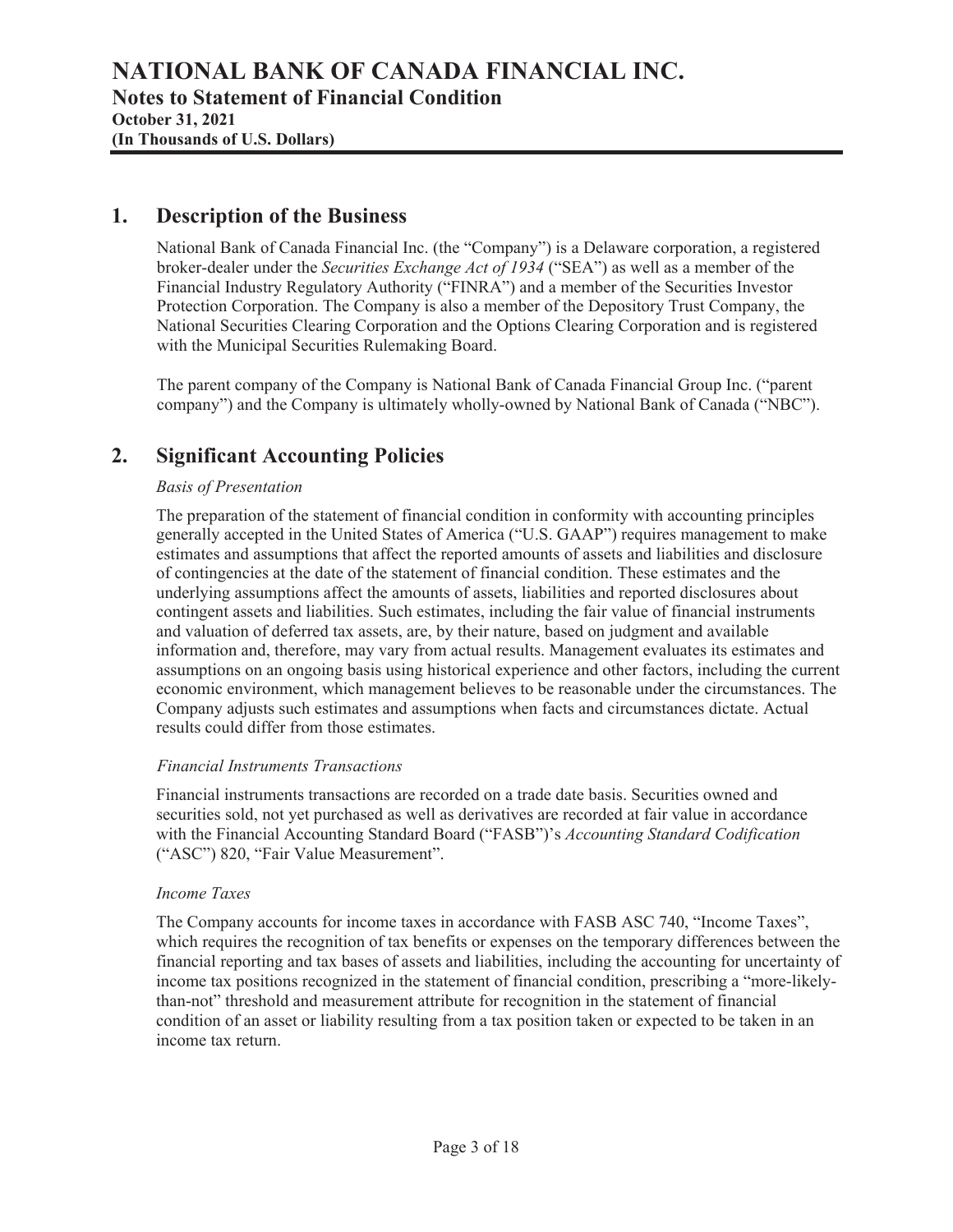# NATIONAL BANK OF CANADA FINANCIAL INC.

## Notes to Statement of Financial Condition

**October 31, 2021**
**(In Thousands of U.S. Dollars)**

## 1. Description of the Business

National Bank of Canada Financial Inc. (the "Company") is a Delaware corporation, a registered broker-dealer under the *Securities Exchange Act of 1934* ("SEA") as well as a member of the Financial Industry Regulatory Authority ("FINRA") and a member of the Securities Investor Protection Corporation. The Company is also a member of the Depository Trust Company, the National Securities Clearing Corporation and the Options Clearing Corporation and is registered with the Municipal Securities Rulemaking Board.

The parent company of the Company is National Bank of Canada Financial Group Inc. ("parent company") and the Company is ultimately wholly-owned by National Bank of Canada ("NBC").

## 2. Significant Accounting Policies

*Basis of Presentation*

The preparation of the statement of financial condition in conformity with accounting principles generally accepted in the United States of America ("U.S. GAAP") requires management to make estimates and assumptions that affect the reported amounts of assets and liabilities and disclosure of contingencies at the date of the statement of financial condition. These estimates and the underlying assumptions affect the amounts of assets, liabilities and reported disclosures about contingent assets and liabilities. Such estimates, including the fair value of financial instruments and valuation of deferred tax assets, are, by their nature, based on judgment and available information and, therefore, may vary from actual results. Management evaluates its estimates and assumptions on an ongoing basis using historical experience and other factors, including the current economic environment, which management believes to be reasonable under the circumstances. The Company adjusts such estimates and assumptions when facts and circumstances dictate. Actual results could differ from those estimates.

*Financial Instruments Transactions*

Financial instruments transactions are recorded on a trade date basis. Securities owned and securities sold, not yet purchased as well as derivatives are recorded at fair value in accordance with the Financial Accounting Standard Board ("FASB")'s *Accounting Standard Codification* ("ASC") 820, "Fair Value Measurement".

*Income Taxes*

The Company accounts for income taxes in accordance with FASB ASC 740, "Income Taxes", which requires the recognition of tax benefits or expenses on the temporary differences between the financial reporting and tax bases of assets and liabilities, including the accounting for uncertainty of income tax positions recognized in the statement of financial condition, prescribing a "more-likely-than-not" threshold and measurement attribute for recognition in the statement of financial condition of an asset or liability resulting from a tax position taken or expected to be taken in an income tax return.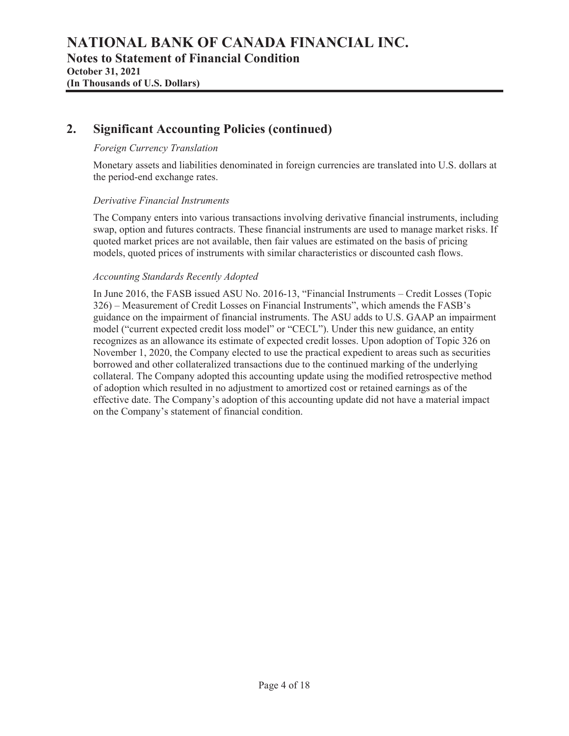## 2. Significant Accounting Policies (continued)

*Foreign Currency Translation*

Monetary assets and liabilities denominated in foreign currencies are translated into U.S. dollars at the period-end exchange rates.

*Derivative Financial Instruments*

The Company enters into various transactions involving derivative financial instruments, including swap, option and futures contracts. These financial instruments are used to manage market risks. If quoted market prices are not available, then fair values are estimated on the basis of pricing models, quoted prices of instruments with similar characteristics or discounted cash flows.

*Accounting Standards Recently Adopted*

In June 2016, the FASB issued ASU No. 2016-13, "Financial Instruments – Credit Losses (Topic 326) – Measurement of Credit Losses on Financial Instruments", which amends the FASB's guidance on the impairment of financial instruments. The ASU adds to U.S. GAAP an impairment model ("current expected credit loss model" or "CECL"). Under this new guidance, an entity recognizes as an allowance its estimate of expected credit losses. Upon adoption of Topic 326 on November 1, 2020, the Company elected to use the practical expedient to areas such as securities borrowed and other collateralized transactions due to the continued marking of the underlying collateral. The Company adopted this accounting update using the modified retrospective method of adoption which resulted in no adjustment to amortized cost or retained earnings as of the effective date. The Company's adoption of this accounting update did not have a material impact on the Company's statement of financial condition.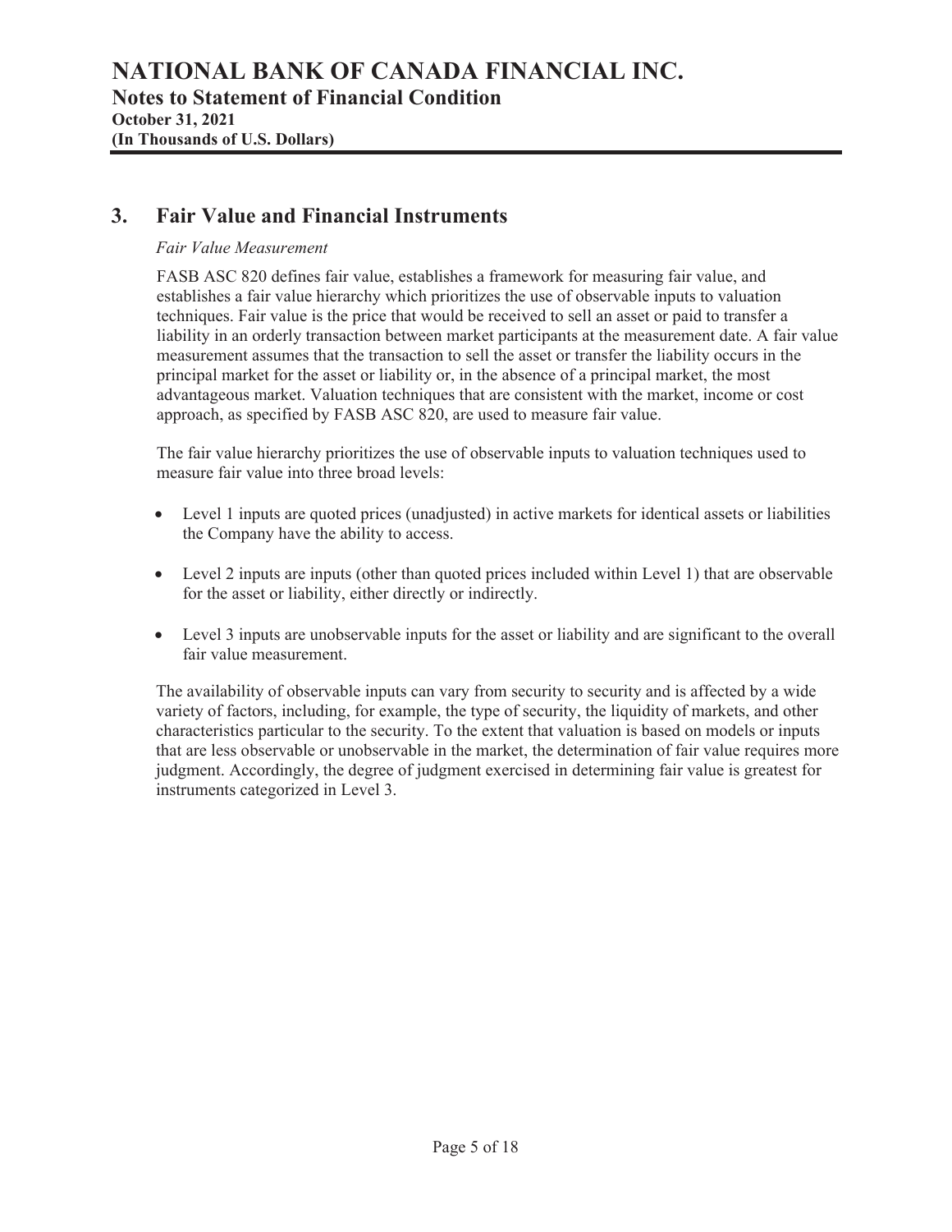## 3. Fair Value and Financial Instruments

*Fair Value Measurement*

FASB ASC 820 defines fair value, establishes a framework for measuring fair value, and establishes a fair value hierarchy which prioritizes the use of observable inputs to valuation techniques. Fair value is the price that would be received to sell an asset or paid to transfer a liability in an orderly transaction between market participants at the measurement date. A fair value measurement assumes that the transaction to sell the asset or transfer the liability occurs in the principal market for the asset or liability or, in the absence of a principal market, the most advantageous market. Valuation techniques that are consistent with the market, income or cost approach, as specified by FASB ASC 820, are used to measure fair value.

The fair value hierarchy prioritizes the use of observable inputs to valuation techniques used to measure fair value into three broad levels:

- Level 1 inputs are quoted prices (unadjusted) in active markets for identical assets or liabilities the Company have the ability to access.
- Level 2 inputs are inputs (other than quoted prices included within Level 1) that are observable for the asset or liability, either directly or indirectly.
- Level 3 inputs are unobservable inputs for the asset or liability and are significant to the overall fair value measurement.

The availability of observable inputs can vary from security to security and is affected by a wide variety of factors, including, for example, the type of security, the liquidity of markets, and other characteristics particular to the security. To the extent that valuation is based on models or inputs that are less observable or unobservable in the market, the determination of fair value requires more judgment. Accordingly, the degree of judgment exercised in determining fair value is greatest for instruments categorized in Level 3.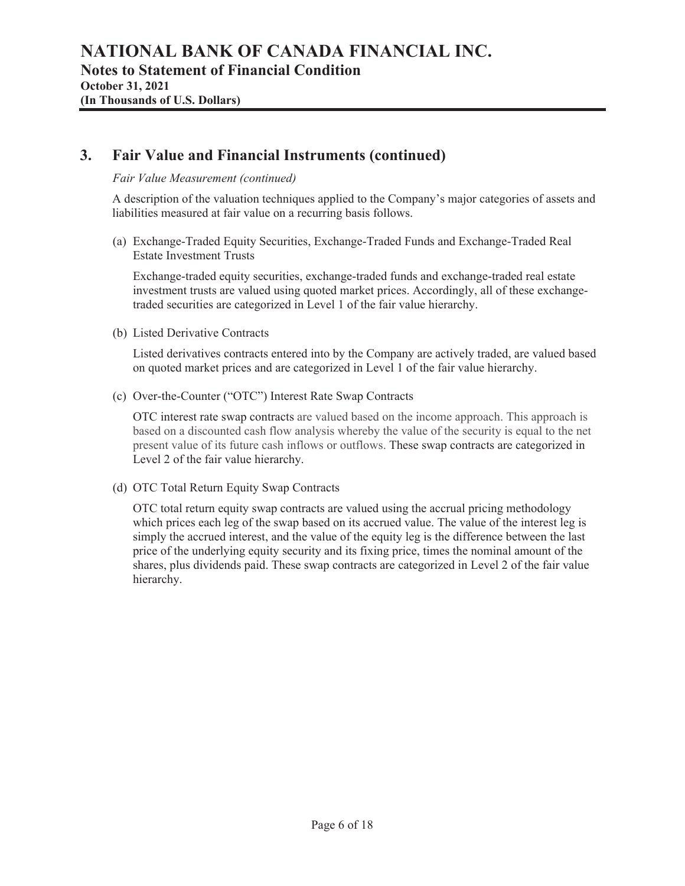# NATIONAL BANK OF CANADA FINANCIAL INC.

## Notes to Statement of Financial Condition

**October 31, 2021**

**(In Thousands of U.S. Dollars)**

## 3. Fair Value and Financial Instruments (continued)

*Fair Value Measurement (continued)*

A description of the valuation techniques applied to the Company's major categories of assets and liabilities measured at fair value on a recurring basis follows.

(a) Exchange-Traded Equity Securities, Exchange-Traded Funds and Exchange-Traded Real Estate Investment Trusts

Exchange-traded equity securities, exchange-traded funds and exchange-traded real estate investment trusts are valued using quoted market prices. Accordingly, all of these exchange-traded securities are categorized in Level 1 of the fair value hierarchy.

(b) Listed Derivative Contracts

Listed derivatives contracts entered into by the Company are actively traded, are valued based on quoted market prices and are categorized in Level 1 of the fair value hierarchy.

(c) Over-the-Counter ("OTC") Interest Rate Swap Contracts

OTC interest rate swap contracts are valued based on the income approach. This approach is based on a discounted cash flow analysis whereby the value of the security is equal to the net present value of its future cash inflows or outflows. These swap contracts are categorized in Level 2 of the fair value hierarchy.

(d) OTC Total Return Equity Swap Contracts

OTC total return equity swap contracts are valued using the accrual pricing methodology which prices each leg of the swap based on its accrued value. The value of the interest leg is simply the accrued interest, and the value of the equity leg is the difference between the last price of the underlying equity security and its fixing price, times the nominal amount of the shares, plus dividends paid. These swap contracts are categorized in Level 2 of the fair value hierarchy.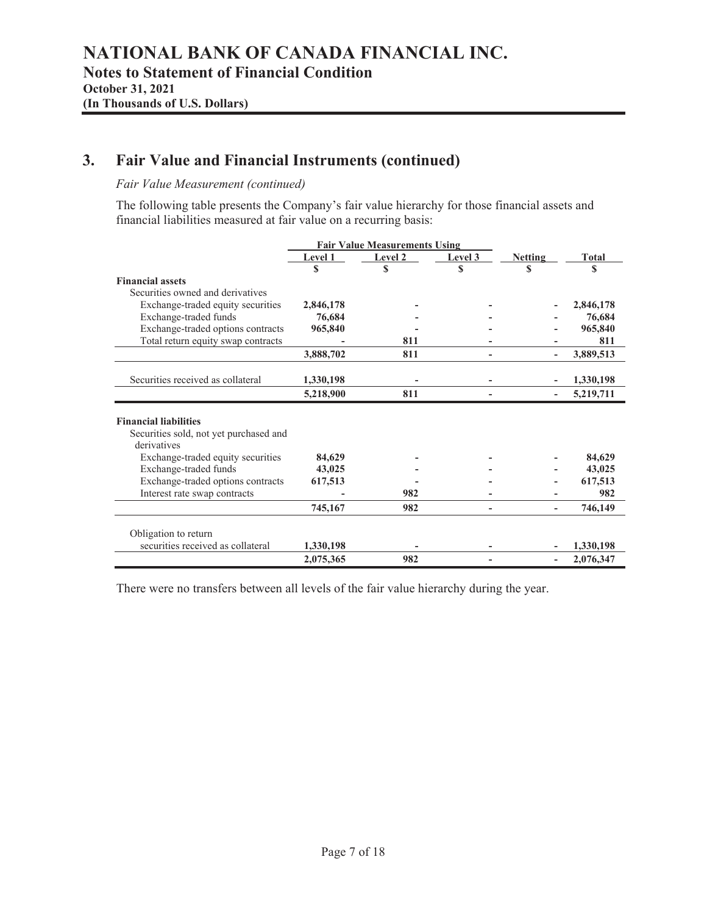# NATIONAL BANK OF CANADA FINANCIAL INC.

## Notes to Statement of Financial Condition

**October 31, 2021**

**(In Thousands of U.S. Dollars)**

## 3. Fair Value and Financial Instruments (continued)

*Fair Value Measurement (continued)*

The following table presents the Company's fair value hierarchy for those financial assets and financial liabilities measured at fair value on a recurring basis:

| | Fair Value Measurements Using | | | | |
|---|---|---|---|---|---|
| | Level 1 | Level 2 | Level 3 | Netting | Total |
| | $ | $ | $ | $ | $ |
| **Financial assets** | | | | | |
| Securities owned and derivatives | | | | | |
| Exchange-traded equity securities | **2,846,178** | - | - | - | **2,846,178** |
| Exchange-traded funds | **76,684** | - | - | - | **76,684** |
| Exchange-traded options contracts | **965,840** | - | - | - | **965,840** |
| Total return equity swap contracts | - | **811** | - | - | **811** |
| | **3,888,702** | **811** | - | - | **3,889,513** |
| Securities received as collateral | **1,330,198** | - | - | - | **1,330,198** |
| | **5,218,900** | **811** | - | - | **5,219,711** |
| **Financial liabilities** | | | | | |
| Securities sold, not yet purchased and derivatives | | | | | |
| Exchange-traded equity securities | **84,629** | - | - | - | **84,629** |
| Exchange-traded funds | **43,025** | - | - | - | **43,025** |
| Exchange-traded options contracts | **617,513** | - | - | - | **617,513** |
| Interest rate swap contracts | - | **982** | - | - | **982** |
| | **745,167** | **982** | - | - | **746,149** |
| Obligation to return securities received as collateral | **1,330,198** | - | - | - | **1,330,198** |
| | **2,075,365** | **982** | - | - | **2,076,347** |

There were no transfers between all levels of the fair value hierarchy during the year.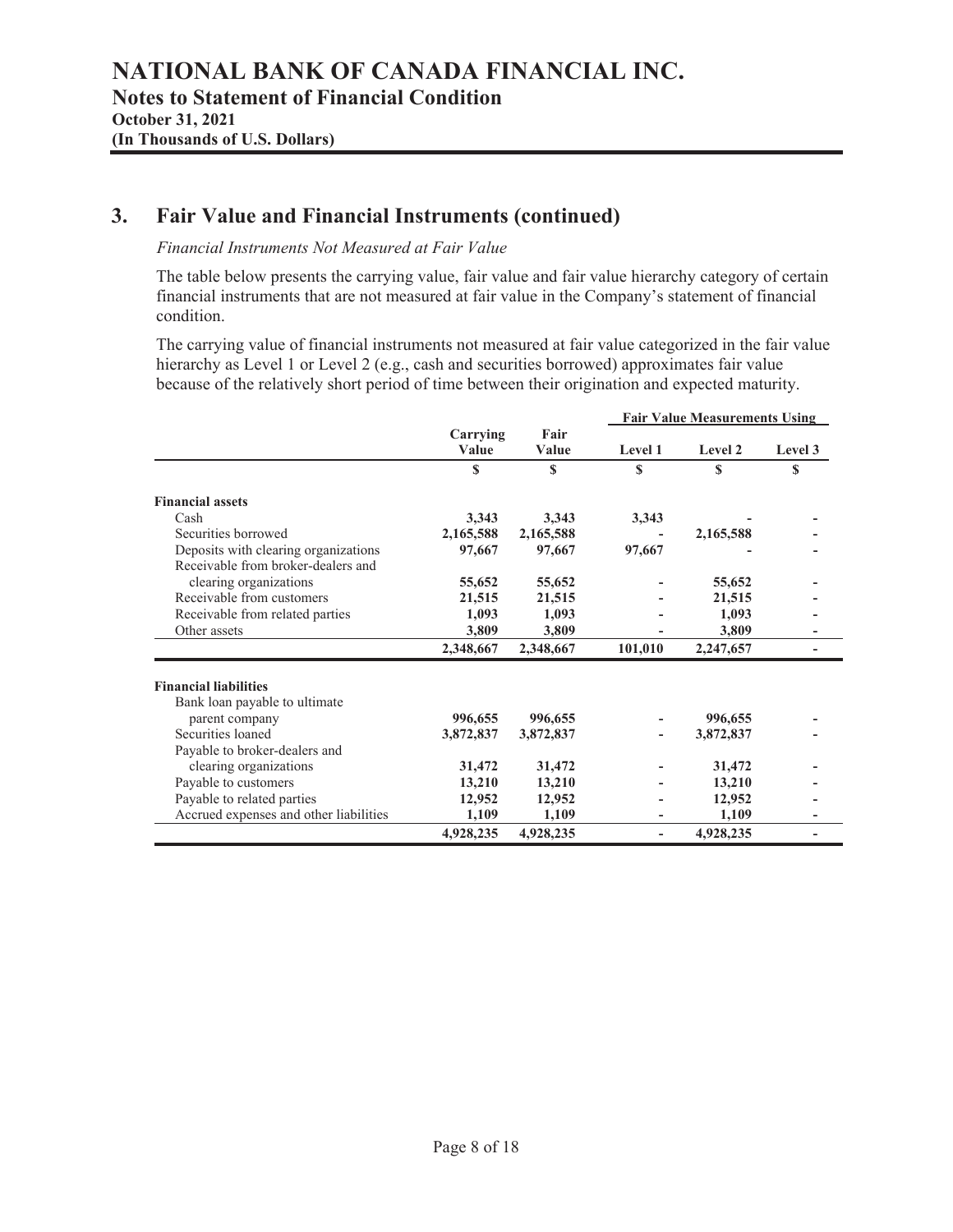# NATIONAL BANK OF CANADA FINANCIAL INC.
## Notes to Statement of Financial Condition
**October 31, 2021**
**(In Thousands of U.S. Dollars)**

## 3. Fair Value and Financial Instruments (continued)

*Financial Instruments Not Measured at Fair Value*

The table below presents the carrying value, fair value and fair value hierarchy category of certain financial instruments that are not measured at fair value in the Company's statement of financial condition.

The carrying value of financial instruments not measured at fair value categorized in the fair value hierarchy as Level 1 or Level 2 (e.g., cash and securities borrowed) approximates fair value because of the relatively short period of time between their origination and expected maturity.

| | Carrying Value | Fair Value | Fair Value Measurements Using | | |
|---|---|---|---|---|---|
| | | | **Level 1** | **Level 2** | **Level 3** |
| | **$** | **$** | **$** | **$** | **$** |
| **Financial assets** | | | | | |
| Cash | **3,343** | **3,343** | **3,343** | **-** | **-** |
| Securities borrowed | **2,165,588** | **2,165,588** | **-** | **2,165,588** | **-** |
| Deposits with clearing organizations | **97,667** | **97,667** | **97,667** | **-** | **-** |
| Receivable from broker-dealers and clearing organizations | **55,652** | **55,652** | **-** | **55,652** | **-** |
| Receivable from customers | **21,515** | **21,515** | **-** | **21,515** | **-** |
| Receivable from related parties | **1,093** | **1,093** | **-** | **1,093** | **-** |
| Other assets | **3,809** | **3,809** | **-** | **3,809** | **-** |
| | **2,348,667** | **2,348,667** | **101,010** | **2,247,657** | **-** |
| **Financial liabilities** | | | | | |
| Bank loan payable to ultimate parent company | **996,655** | **996,655** | **-** | **996,655** | **-** |
| Securities loaned | **3,872,837** | **3,872,837** | **-** | **3,872,837** | **-** |
| Payable to broker-dealers and clearing organizations | **31,472** | **31,472** | **-** | **31,472** | **-** |
| Payable to customers | **13,210** | **13,210** | **-** | **13,210** | **-** |
| Payable to related parties | **12,952** | **12,952** | **-** | **12,952** | **-** |
| Accrued expenses and other liabilities | **1,109** | **1,109** | **-** | **1,109** | **-** |
| | **4,928,235** | **4,928,235** | **-** | **4,928,235** | **-** |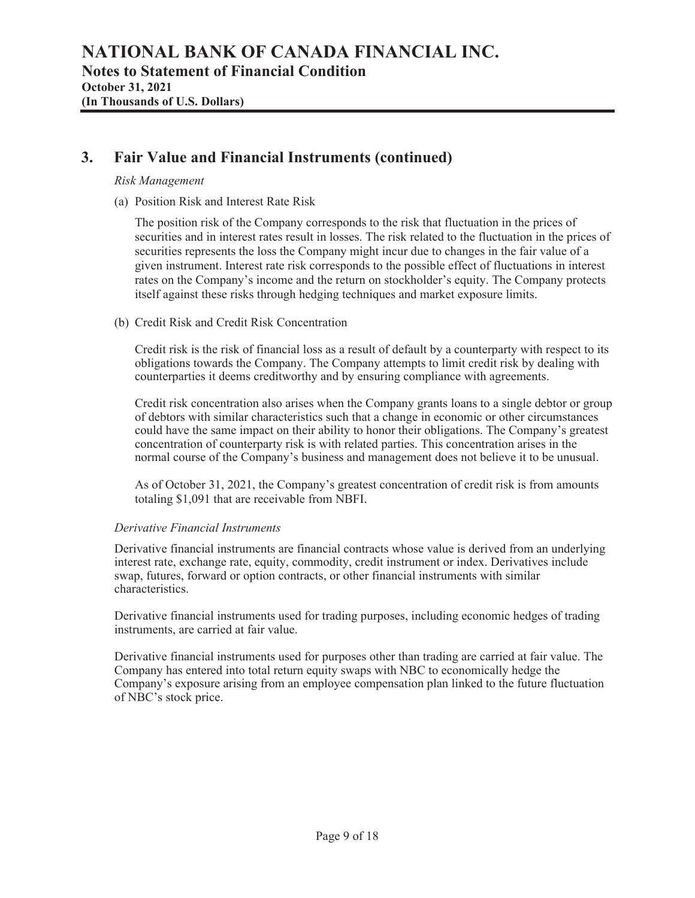## 3. Fair Value and Financial Instruments (continued)

*Risk Management*

(a) Position Risk and Interest Rate Risk

The position risk of the Company corresponds to the risk that fluctuation in the prices of securities and in interest rates result in losses. The risk related to the fluctuation in the prices of securities represents the loss the Company might incur due to changes in the fair value of a given instrument. Interest rate risk corresponds to the possible effect of fluctuations in interest rates on the Company's income and the return on stockholder's equity. The Company protects itself against these risks through hedging techniques and market exposure limits.

(b) Credit Risk and Credit Risk Concentration

Credit risk is the risk of financial loss as a result of default by a counterparty with respect to its obligations towards the Company. The Company attempts to limit credit risk by dealing with counterparties it deems creditworthy and by ensuring compliance with agreements.

Credit risk concentration also arises when the Company grants loans to a single debtor or group of debtors with similar characteristics such that a change in economic or other circumstances could have the same impact on their ability to honor their obligations. The Company's greatest concentration of counterparty risk is with related parties. This concentration arises in the normal course of the Company's business and management does not believe it to be unusual.

As of October 31, 2021, the Company's greatest concentration of credit risk is from amounts totaling $1,091 that are receivable from NBFI.

*Derivative Financial Instruments*

Derivative financial instruments are financial contracts whose value is derived from an underlying interest rate, exchange rate, equity, commodity, credit instrument or index. Derivatives include swap, futures, forward or option contracts, or other financial instruments with similar characteristics.

Derivative financial instruments used for trading purposes, including economic hedges of trading instruments, are carried at fair value.

Derivative financial instruments used for purposes other than trading are carried at fair value. The Company has entered into total return equity swaps with NBC to economically hedge the Company's exposure arising from an employee compensation plan linked to the future fluctuation of NBC's stock price.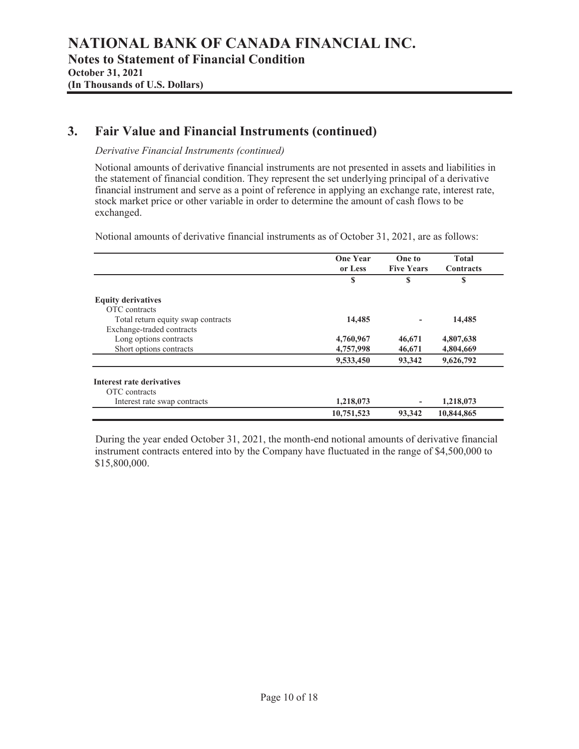# NATIONAL BANK OF CANADA FINANCIAL INC.

## Notes to Statement of Financial Condition

**October 31, 2021**

**(In Thousands of U.S. Dollars)**

## 3. Fair Value and Financial Instruments (continued)

*Derivative Financial Instruments (continued)*

Notional amounts of derivative financial instruments are not presented in assets and liabilities in the statement of financial condition. They represent the set underlying principal of a derivative financial instrument and serve as a point of reference in applying an exchange rate, interest rate, stock market price or other variable in order to determine the amount of cash flows to be exchanged.

Notional amounts of derivative financial instruments as of October 31, 2021, are as follows:

| | One Year or Less | One to Five Years | Total Contracts |
|---|---|---|---|
| | $ | $ | $ |
| **Equity derivatives** | | | |
| OTC contracts | | | |
| Total return equity swap contracts | **14,485** | **-** | **14,485** |
| Exchange-traded contracts | | | |
| Long options contracts | **4,760,967** | **46,671** | **4,807,638** |
| Short options contracts | **4,757,998** | **46,671** | **4,804,669** |
| | **9,533,450** | **93,342** | **9,626,792** |
| **Interest rate derivatives** | | | |
| OTC contracts | | | |
| Interest rate swap contracts | **1,218,073** | **-** | **1,218,073** |
| | **10,751,523** | **93,342** | **10,844,865** |

During the year ended October 31, 2021, the month-end notional amounts of derivative financial instrument contracts entered into by the Company have fluctuated in the range of $4,500,000 to $15,800,000.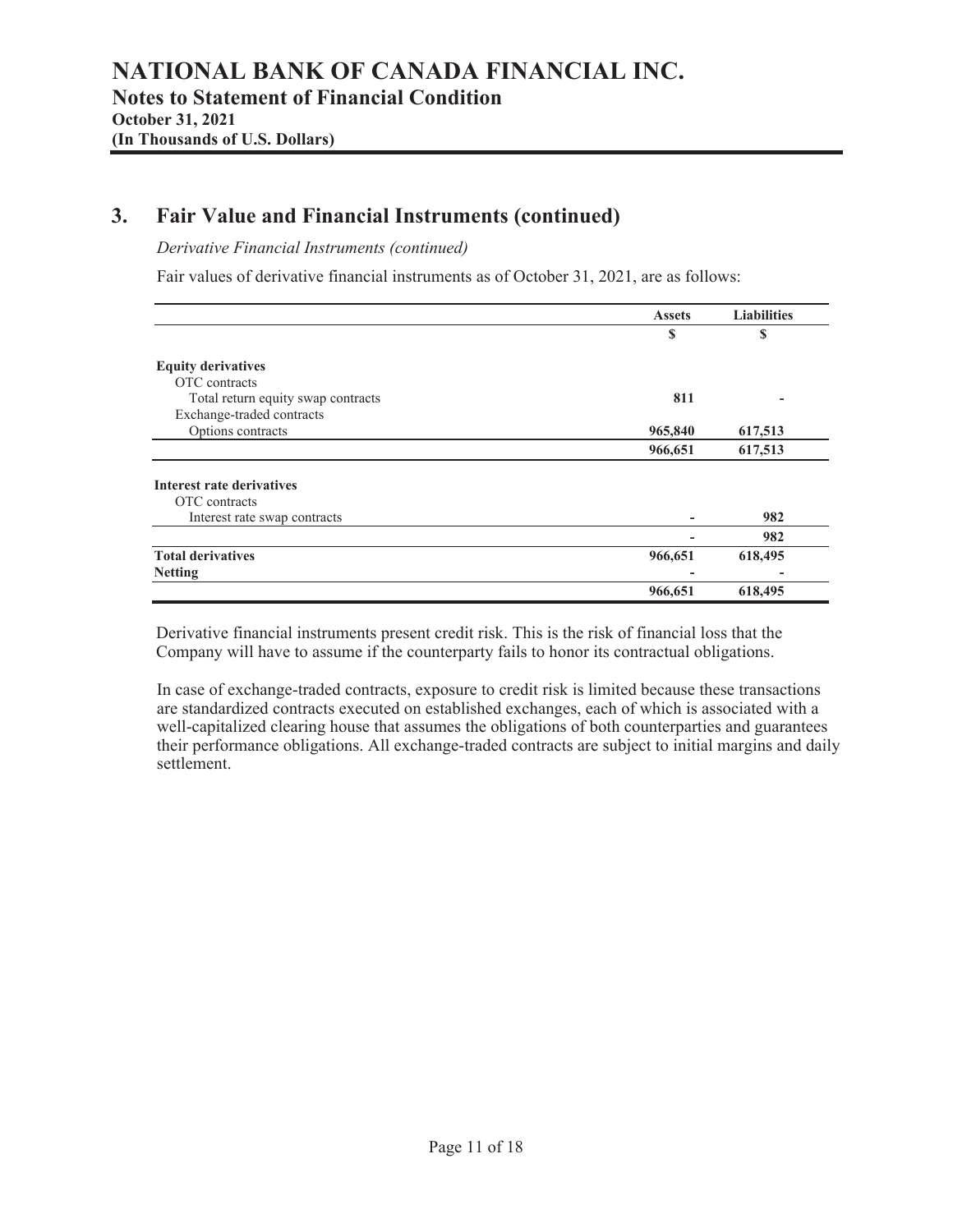## 3. Fair Value and Financial Instruments (continued)

*Derivative Financial Instruments (continued)*

Fair values of derivative financial instruments as of October 31, 2021, are as follows:

| | Assets | Liabilities |
|---|---|---|
| | $ | $ |
| **Equity derivatives** | | |
| OTC contracts | | |
| Total return equity swap contracts | **811** | **-** |
| Exchange-traded contracts | | |
| Options contracts | **965,840** | **617,513** |
| | **966,651** | **617,513** |
| **Interest rate derivatives** | | |
| OTC contracts | | |
| Interest rate swap contracts | **-** | **982** |
| | **-** | **982** |
| **Total derivatives** | **966,651** | **618,495** |
| **Netting** | **-** | **-** |
| | **966,651** | **618,495** |

Derivative financial instruments present credit risk. This is the risk of financial loss that the Company will have to assume if the counterparty fails to honor its contractual obligations.

In case of exchange-traded contracts, exposure to credit risk is limited because these transactions are standardized contracts executed on established exchanges, each of which is associated with a well-capitalized clearing house that assumes the obligations of both counterparties and guarantees their performance obligations. All exchange-traded contracts are subject to initial margins and daily settlement.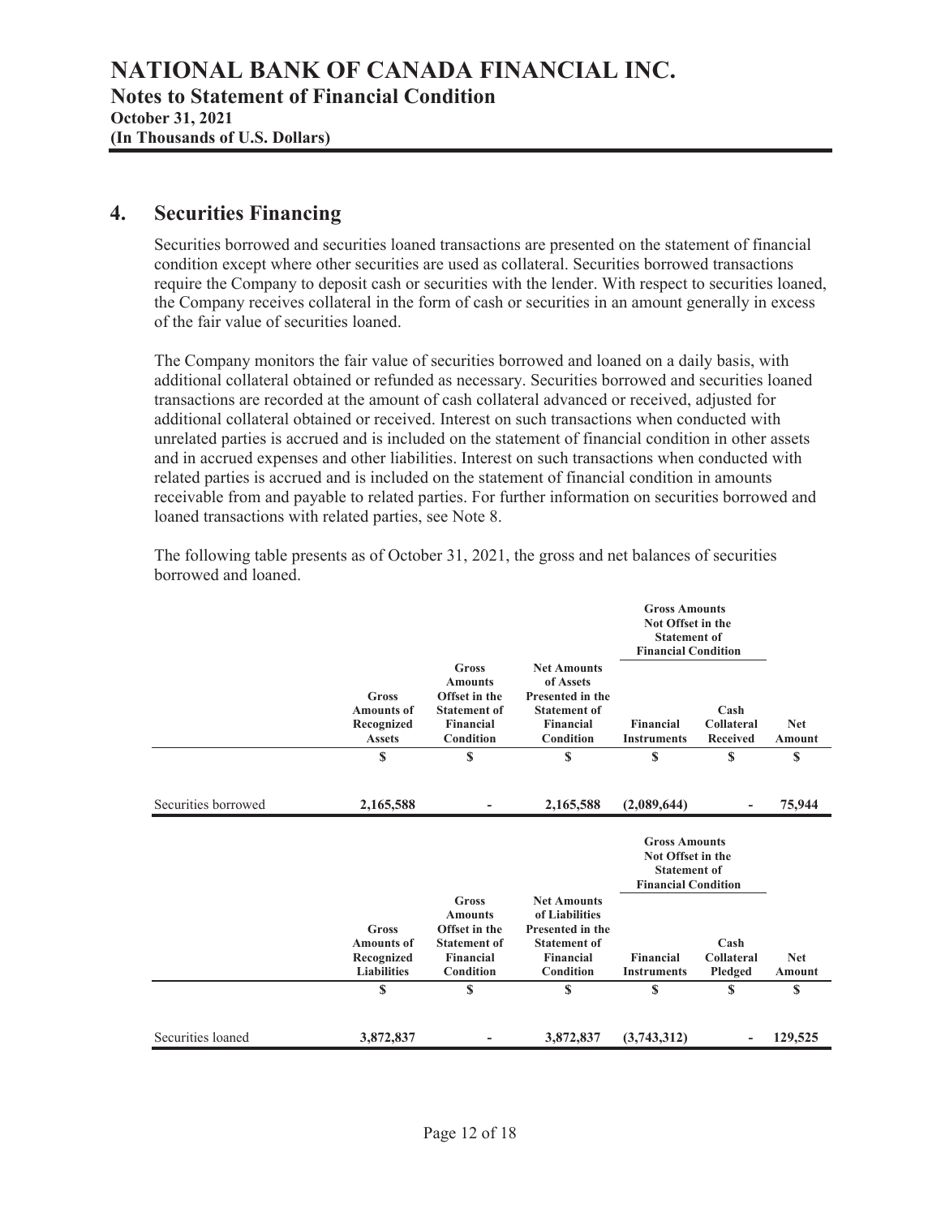# NATIONAL BANK OF CANADA FINANCIAL INC.
## Notes to Statement of Financial Condition
**October 31, 2021**
**(In Thousands of U.S. Dollars)**

## 4. Securities Financing

Securities borrowed and securities loaned transactions are presented on the statement of financial condition except where other securities are used as collateral. Securities borrowed transactions require the Company to deposit cash or securities with the lender. With respect to securities loaned, the Company receives collateral in the form of cash or securities in an amount generally in excess of the fair value of securities loaned.

The Company monitors the fair value of securities borrowed and loaned on a daily basis, with additional collateral obtained or refunded as necessary. Securities borrowed and securities loaned transactions are recorded at the amount of cash collateral advanced or received, adjusted for additional collateral obtained or received. Interest on such transactions when conducted with unrelated parties is accrued and is included on the statement of financial condition in other assets and in accrued expenses and other liabilities. Interest on such transactions when conducted with related parties is accrued and is included on the statement of financial condition in amounts receivable from and payable to related parties. For further information on securities borrowed and loaned transactions with related parties, see Note 8.

The following table presents as of October 31, 2021, the gross and net balances of securities borrowed and loaned.

| | | | | Gross Amounts Not Offset in the Statement of Financial Condition | | |
|---|---|---|---|---|---|---|
| | **Gross Amounts of Recognized Assets** | **Gross Amounts Offset in the Statement of Financial Condition** | **Net Amounts of Assets Presented in the Statement of Financial Condition** | **Financial Instruments** | **Cash Collateral Received** | **Net Amount** |
| | **$** | **$** | **$** | **$** | **$** | **$** |
| Securities borrowed | **2,165,588** | **-** | **2,165,588** | **(2,089,644)** | **-** | **75,944** |

| | | | | Gross Amounts Not Offset in the Statement of Financial Condition | | |
|---|---|---|---|---|---|---|
| | **Gross Amounts of Recognized Liabilities** | **Gross Amounts Offset in the Statement of Financial Condition** | **Net Amounts of Liabilities Presented in the Statement of Financial Condition** | **Financial Instruments** | **Cash Collateral Pledged** | **Net Amount** |
| | **$** | **$** | **$** | **$** | **$** | **$** |
| Securities loaned | **3,872,837** | **-** | **3,872,837** | **(3,743,312)** | **-** | **129,525** |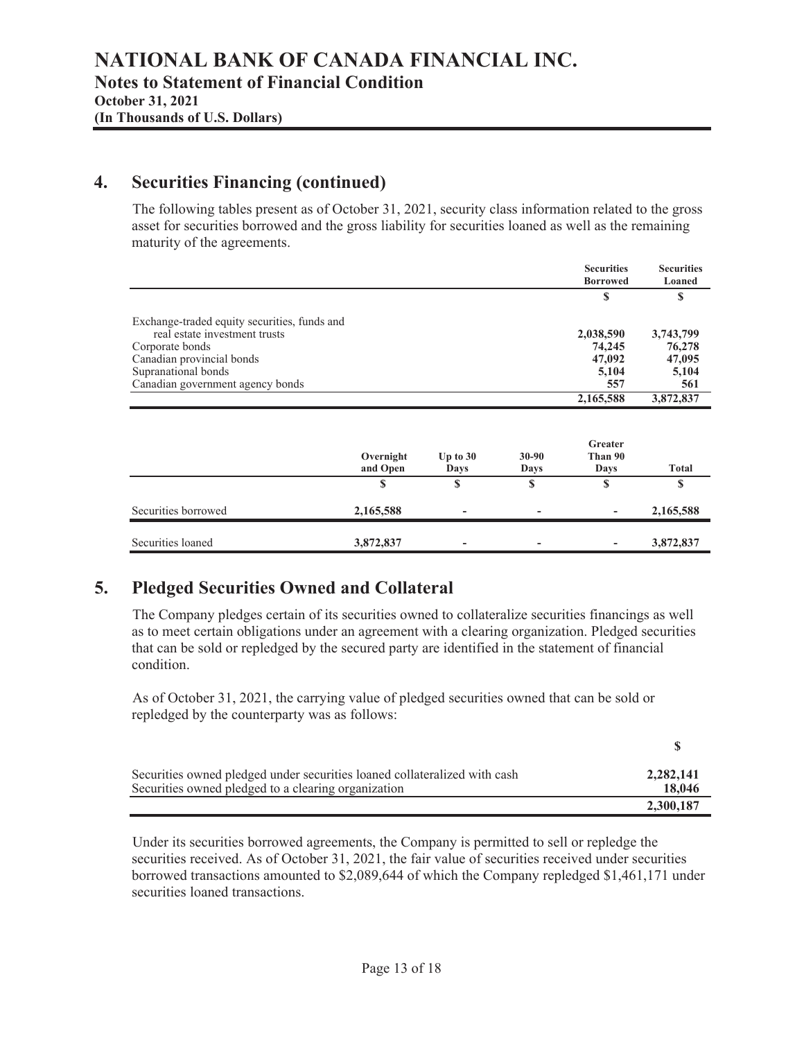## 4. Securities Financing (continued)

The following tables present as of October 31, 2021, security class information related to the gross asset for securities borrowed and the gross liability for securities loaned as well as the remaining maturity of the agreements.

| | Securities Borrowed | Securities Loaned |
|---|---|---|
| | $ | $ |
| Exchange-traded equity securities, funds and real estate investment trusts | **2,038,590** | **3,743,799** |
| Corporate bonds | **74,245** | **76,278** |
| Canadian provincial bonds | **47,092** | **47,095** |
| Supranational bonds | **5,104** | **5,104** |
| Canadian government agency bonds | **557** | **561** |
| | **2,165,588** | **3,872,837** |

| | Overnight and Open | Up to 30 Days | 30-90 Days | Greater Than 90 Days | Total |
|---|---|---|---|---|---|
| | $ | $ | $ | $ | $ |
| Securities borrowed | **2,165,588** | **-** | **-** | **-** | **2,165,588** |
| Securities loaned | **3,872,837** | **-** | **-** | **-** | **3,872,837** |

## 5. Pledged Securities Owned and Collateral

The Company pledges certain of its securities owned to collateralize securities financings as well as to meet certain obligations under an agreement with a clearing organization. Pledged securities that can be sold or repledged by the secured party are identified in the statement of financial condition.

As of October 31, 2021, the carrying value of pledged securities owned that can be sold or repledged by the counterparty was as follows:

| | $ |
|---|---|
| Securities owned pledged under securities loaned collateralized with cash | **2,282,141** |
| Securities owned pledged to a clearing organization | **18,046** |
| | **2,300,187** |

Under its securities borrowed agreements, the Company is permitted to sell or repledge the securities received. As of October 31, 2021, the fair value of securities received under securities borrowed transactions amounted to $2,089,644 of which the Company repledged $1,461,171 under securities loaned transactions.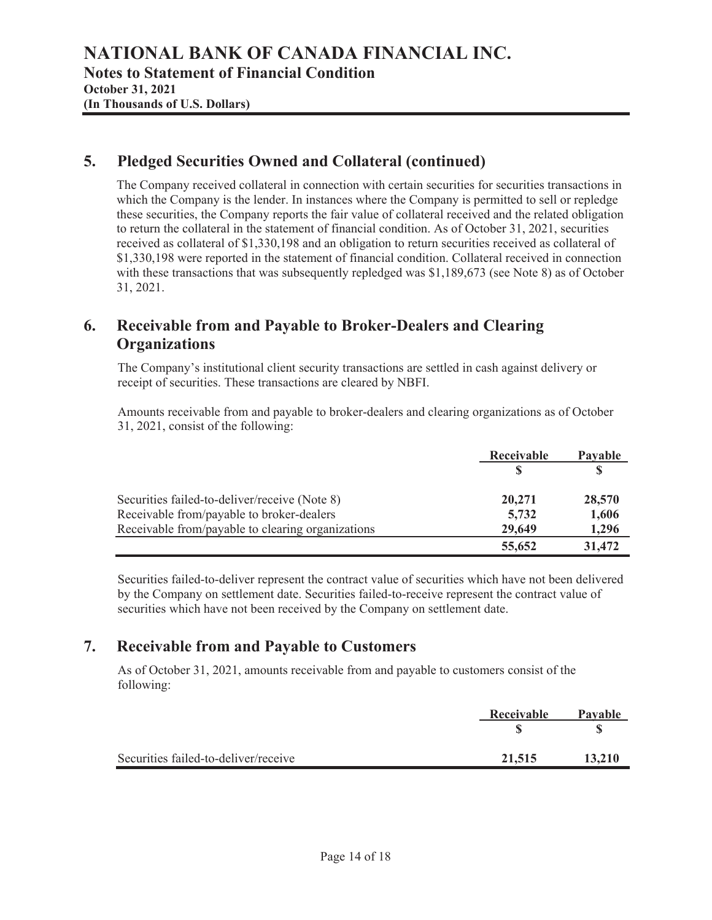# NATIONAL BANK OF CANADA FINANCIAL INC.

**Notes to Statement of Financial Condition**
**October 31, 2021**
**(In Thousands of U.S. Dollars)**

## 5. Pledged Securities Owned and Collateral (continued)

The Company received collateral in connection with certain securities for securities transactions in which the Company is the lender. In instances where the Company is permitted to sell or repledge these securities, the Company reports the fair value of collateral received and the related obligation to return the collateral in the statement of financial condition. As of October 31, 2021, securities received as collateral of $1,330,198 and an obligation to return securities received as collateral of $1,330,198 were reported in the statement of financial condition. Collateral received in connection with these transactions that was subsequently repledged was $1,189,673 (see Note 8) as of October 31, 2021.

## 6. Receivable from and Payable to Broker-Dealers and Clearing Organizations

The Company's institutional client security transactions are settled in cash against delivery or receipt of securities. These transactions are cleared by NBFI.

Amounts receivable from and payable to broker-dealers and clearing organizations as of October 31, 2021, consist of the following:

| | Receivable | Payable |
|---|---|---|
| | $ | $ |
| Securities failed-to-deliver/receive (Note 8) | 20,271 | 28,570 |
| Receivable from/payable to broker-dealers | 5,732 | 1,606 |
| Receivable from/payable to clearing organizations | 29,649 | 1,296 |
| | 55,652 | 31,472 |

Securities failed-to-deliver represent the contract value of securities which have not been delivered by the Company on settlement date. Securities failed-to-receive represent the contract value of securities which have not been received by the Company on settlement date.

## 7. Receivable from and Payable to Customers

As of October 31, 2021, amounts receivable from and payable to customers consist of the following:

| | Receivable | Payable |
|---|---|---|
| | $ | $ |
| Securities failed-to-deliver/receive | 21,515 | 13,210 |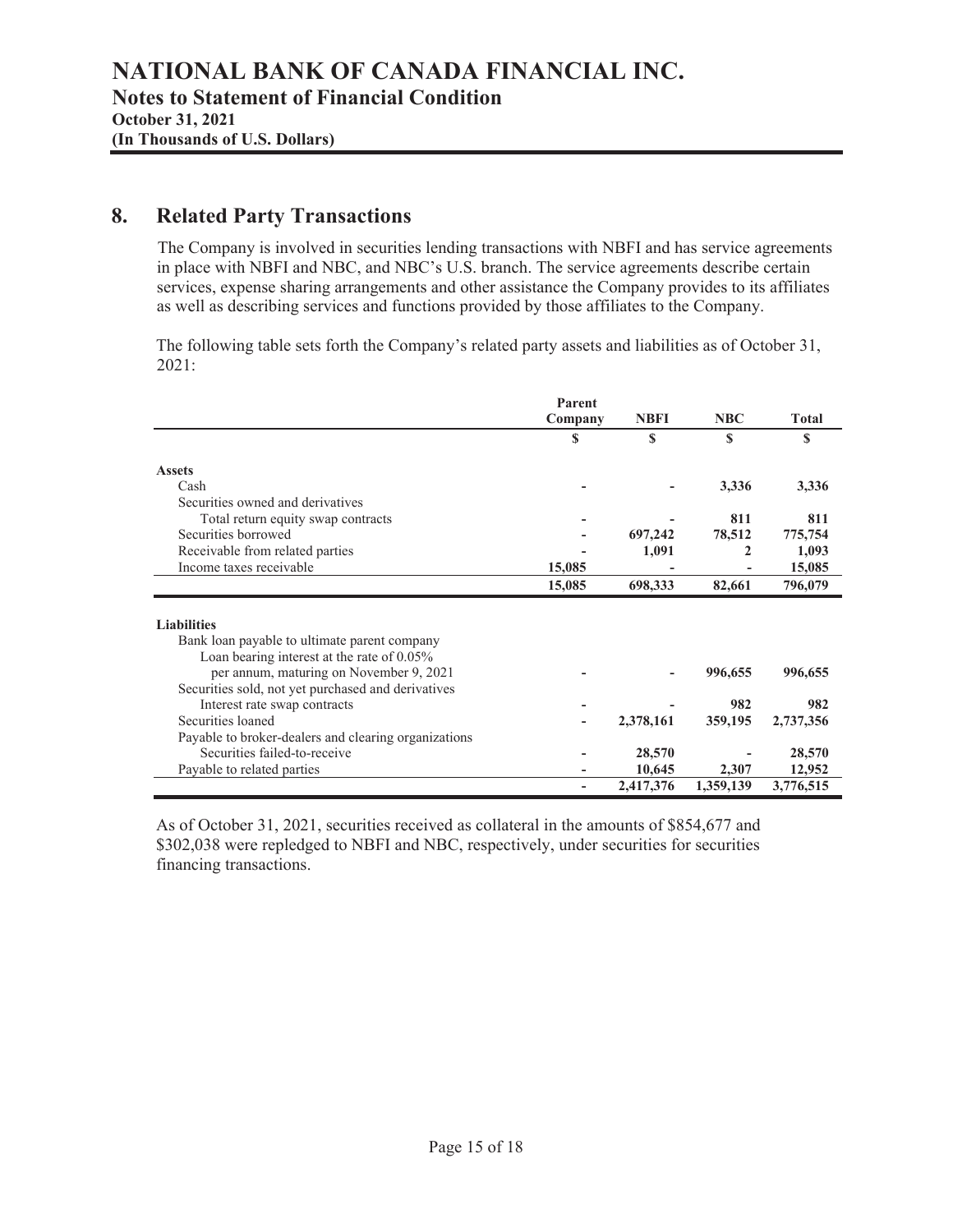## 8. Related Party Transactions

The Company is involved in securities lending transactions with NBFI and has service agreements in place with NBFI and NBC, and NBC's U.S. branch. The service agreements describe certain services, expense sharing arrangements and other assistance the Company provides to its affiliates as well as describing services and functions provided by those affiliates to the Company.

The following table sets forth the Company's related party assets and liabilities as of October 31, 2021:

| | Parent Company | NBFI | NBC | Total |
|---|---|---|---|---|
| | $ | $ | $ | $ |
| **Assets** | | | | |
| Cash | - | - | **3,336** | **3,336** |
| Securities owned and derivatives | | | | |
| Total return equity swap contracts | - | - | **811** | **811** |
| Securities borrowed | - | **697,242** | **78,512** | **775,754** |
| Receivable from related parties | - | **1,091** | **2** | **1,093** |
| Income taxes receivable | **15,085** | - | - | **15,085** |
| | **15,085** | **698,333** | **82,661** | **796,079** |
| **Liabilities** | | | | |
| Bank loan payable to ultimate parent company | | | | |
| Loan bearing interest at the rate of 0.05% per annum, maturing on November 9, 2021 | - | - | **996,655** | **996,655** |
| Securities sold, not yet purchased and derivatives | | | | |
| Interest rate swap contracts | - | - | **982** | **982** |
| Securities loaned | - | **2,378,161** | **359,195** | **2,737,356** |
| Payable to broker-dealers and clearing organizations | | | | |
| Securities failed-to-receive | - | **28,570** | - | **28,570** |
| Payable to related parties | - | **10,645** | **2,307** | **12,952** |
| | - | **2,417,376** | **1,359,139** | **3,776,515** |

As of October 31, 2021, securities received as collateral in the amounts of $854,677 and $302,038 were repledged to NBFI and NBC, respectively, under securities for securities financing transactions.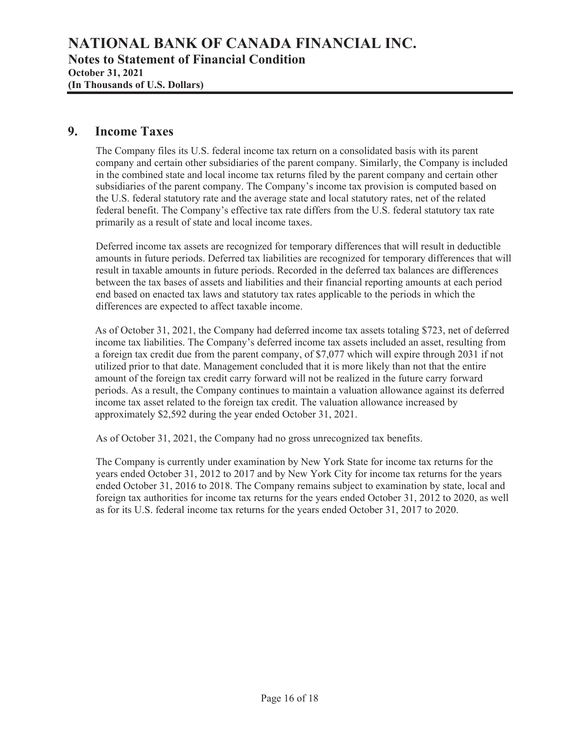## 9. Income Taxes

The Company files its U.S. federal income tax return on a consolidated basis with its parent company and certain other subsidiaries of the parent company. Similarly, the Company is included in the combined state and local income tax returns filed by the parent company and certain other subsidiaries of the parent company. The Company's income tax provision is computed based on the U.S. federal statutory rate and the average state and local statutory rates, net of the related federal benefit. The Company's effective tax rate differs from the U.S. federal statutory tax rate primarily as a result of state and local income taxes.

Deferred income tax assets are recognized for temporary differences that will result in deductible amounts in future periods. Deferred tax liabilities are recognized for temporary differences that will result in taxable amounts in future periods. Recorded in the deferred tax balances are differences between the tax bases of assets and liabilities and their financial reporting amounts at each period end based on enacted tax laws and statutory tax rates applicable to the periods in which the differences are expected to affect taxable income.

As of October 31, 2021, the Company had deferred income tax assets totaling $723, net of deferred income tax liabilities. The Company's deferred income tax assets included an asset, resulting from a foreign tax credit due from the parent company, of $7,077 which will expire through 2031 if not utilized prior to that date. Management concluded that it is more likely than not that the entire amount of the foreign tax credit carry forward will not be realized in the future carry forward periods. As a result, the Company continues to maintain a valuation allowance against its deferred income tax asset related to the foreign tax credit. The valuation allowance increased by approximately $2,592 during the year ended October 31, 2021.

As of October 31, 2021, the Company had no gross unrecognized tax benefits.

The Company is currently under examination by New York State for income tax returns for the years ended October 31, 2012 to 2017 and by New York City for income tax returns for the years ended October 31, 2016 to 2018. The Company remains subject to examination by state, local and foreign tax authorities for income tax returns for the years ended October 31, 2012 to 2020, as well as for its U.S. federal income tax returns for the years ended October 31, 2017 to 2020.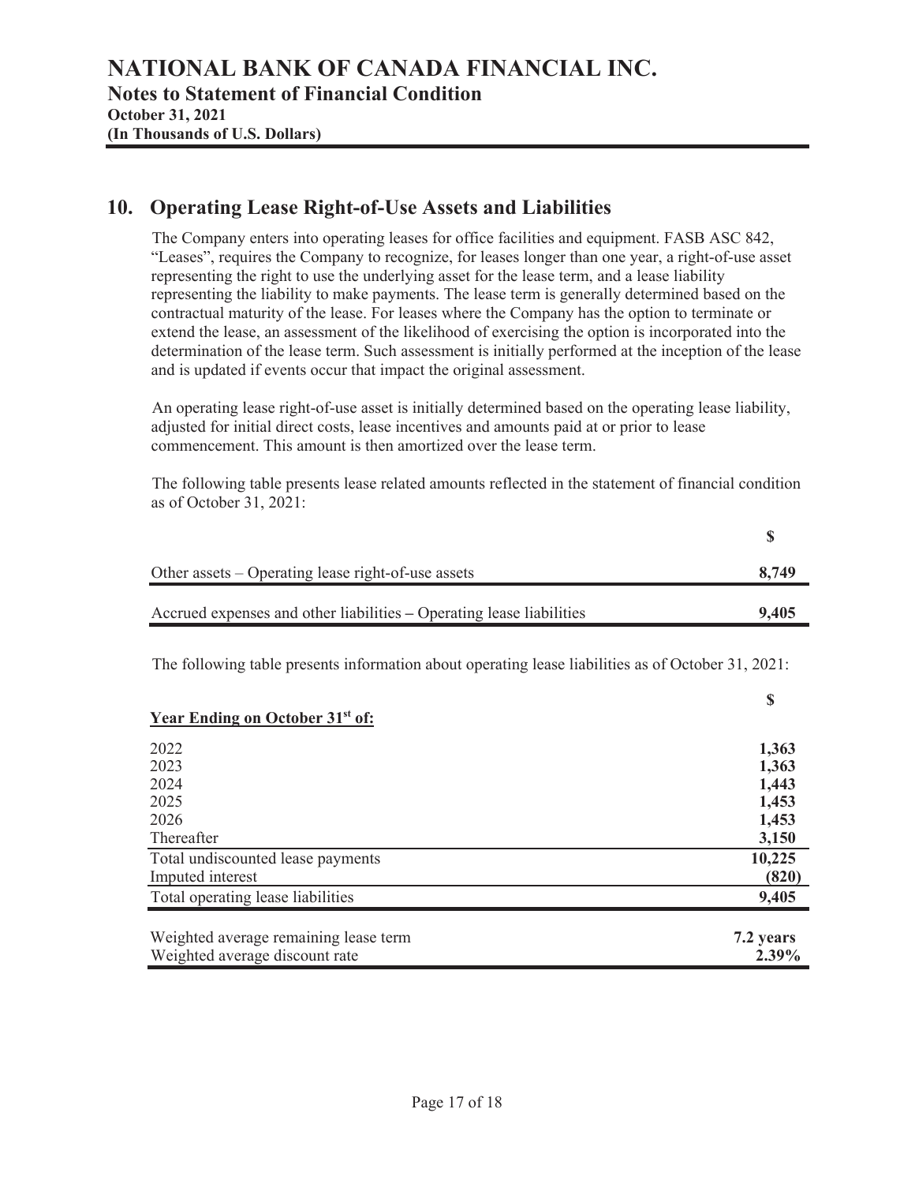# NATIONAL BANK OF CANADA FINANCIAL INC.

## Notes to Statement of Financial Condition

**October 31, 2021**

**(In Thousands of U.S. Dollars)**

## 10. Operating Lease Right-of-Use Assets and Liabilities

The Company enters into operating leases for office facilities and equipment. FASB ASC 842, "Leases", requires the Company to recognize, for leases longer than one year, a right-of-use asset representing the right to use the underlying asset for the lease term, and a lease liability representing the liability to make payments. The lease term is generally determined based on the contractual maturity of the lease. For leases where the Company has the option to terminate or extend the lease, an assessment of the likelihood of exercising the option is incorporated into the determination of the lease term. Such assessment is initially performed at the inception of the lease and is updated if events occur that impact the original assessment.

An operating lease right-of-use asset is initially determined based on the operating lease liability, adjusted for initial direct costs, lease incentives and amounts paid at or prior to lease commencement. This amount is then amortized over the lease term.

The following table presents lease related amounts reflected in the statement of financial condition as of October 31, 2021:

| | $ |
|---|---|
| Other assets – Operating lease right-of-use assets | **8,749** |
| Accrued expenses and other liabilities – Operating lease liabilities | **9,405** |

The following table presents information about operating lease liabilities as of October 31, 2021:

| **Year Ending on October 31st of:** | $ |
|---|---|
| 2022 | **1,363** |
| 2023 | **1,363** |
| 2024 | **1,443** |
| 2025 | **1,453** |
| 2026 | **1,453** |
| Thereafter | **3,150** |
| Total undiscounted lease payments | **10,225** |
| Imputed interest | **(820)** |
| Total operating lease liabilities | **9,405** |
| Weighted average remaining lease term | **7.2 years** |
| Weighted average discount rate | **2.39%** |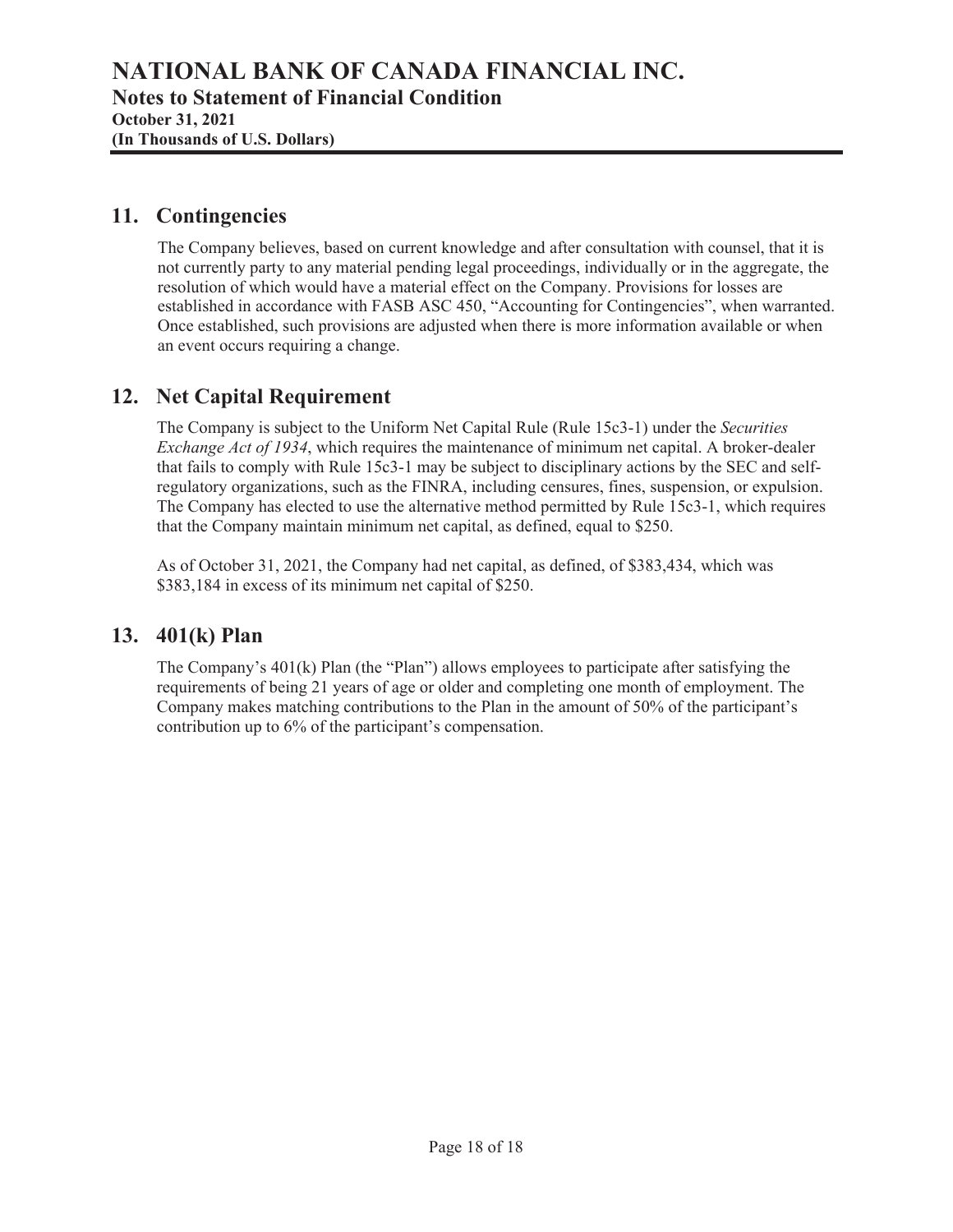## 11. Contingencies

The Company believes, based on current knowledge and after consultation with counsel, that it is not currently party to any material pending legal proceedings, individually or in the aggregate, the resolution of which would have a material effect on the Company. Provisions for losses are established in accordance with FASB ASC 450, "Accounting for Contingencies", when warranted. Once established, such provisions are adjusted when there is more information available or when an event occurs requiring a change.

## 12. Net Capital Requirement

The Company is subject to the Uniform Net Capital Rule (Rule 15c3-1) under the *Securities Exchange Act of 1934*, which requires the maintenance of minimum net capital. A broker-dealer that fails to comply with Rule 15c3-1 may be subject to disciplinary actions by the SEC and self-regulatory organizations, such as the FINRA, including censures, fines, suspension, or expulsion. The Company has elected to use the alternative method permitted by Rule 15c3-1, which requires that the Company maintain minimum net capital, as defined, equal to $250.

As of October 31, 2021, the Company had net capital, as defined, of $383,434, which was $383,184 in excess of its minimum net capital of $250.

## 13. 401(k) Plan

The Company's 401(k) Plan (the "Plan") allows employees to participate after satisfying the requirements of being 21 years of age or older and completing one month of employment. The Company makes matching contributions to the Plan in the amount of 50% of the participant's contribution up to 6% of the participant's compensation.